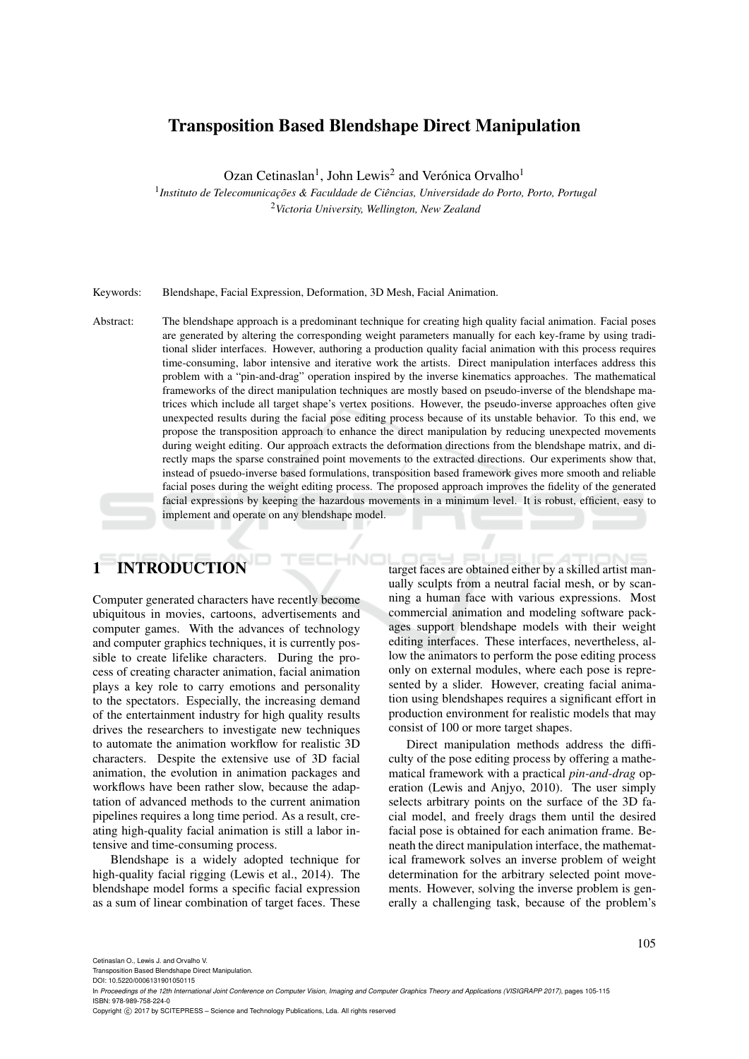# Transposition Based Blendshape Direct Manipulation

Ozan Cetinaslan[1], John Lewis[2] and Verónica Orvalho[1]

[1]*Instituto de Telecomunicações & Faculdade de Ciências, Universidade do Porto, Porto, Portugal*
[2]*Victoria University, Wellington, New Zealand*

Keywords: Blendshape, Facial Expression, Deformation, 3D Mesh, Facial Animation.

Abstract: The blendshape approach is a predominant technique for creating high quality facial animation. Facial poses are generated by altering the corresponding weight parameters manually for each key-frame by using traditional slider interfaces. However, authoring a production quality facial animation with this process requires time-consuming, labor intensive and iterative work the artists. Direct manipulation interfaces address this problem with a "pin-and-drag" operation inspired by the inverse kinematics approaches. The mathematical frameworks of the direct manipulation techniques are mostly based on pseudo-inverse of the blendshape matrices which include all target shape's vertex positions. However, the pseudo-inverse approaches often give unexpected results during the facial pose editing process because of its unstable behavior. To this end, we propose the transposition approach to enhance the direct manipulation by reducing unexpected movements during weight editing. Our approach extracts the deformation directions from the blendshape matrix, and directly maps the sparse constrained point movements to the extracted directions. Our experiments show that, instead of psuedo-inverse based formulations, transposition based framework gives more smooth and reliable facial poses during the weight editing process. The proposed approach improves the fidelity of the generated facial expressions by keeping the hazardous movements in a minimum level. It is robust, efficient, easy to implement and operate on any blendshape model.

## 1 INTRODUCTION

Computer generated characters have recently become ubiquitous in movies, cartoons, advertisements and computer games. With the advances of technology and computer graphics techniques, it is currently possible to create lifelike characters. During the process of creating character animation, facial animation plays a key role to carry emotions and personality to the spectators. Especially, the increasing demand of the entertainment industry for high quality results drives the researchers to investigate new techniques to automate the animation workflow for realistic 3D characters. Despite the extensive use of 3D facial animation, the evolution in animation packages and workflows have been rather slow, because the adaptation of advanced methods to the current animation pipelines requires a long time period. As a result, creating high-quality facial animation is still a labor intensive and time-consuming process.

Blendshape is a widely adopted technique for high-quality facial rigging (Lewis et al., 2014). The blendshape model forms a specific facial expression as a sum of linear combination of target faces. These target faces are obtained either by a skilled artist manually sculpts from a neutral facial mesh, or by scanning a human face with various expressions. Most commercial animation and modeling software packages support blendshape models with their weight editing interfaces. These interfaces, nevertheless, allow the animators to perform the pose editing process only on external modules, where each pose is represented by a slider. However, creating facial animation using blendshapes requires a significant effort in production environment for realistic models that may consist of 100 or more target shapes.

Direct manipulation methods address the difficulty of the pose editing process by offering a mathematical framework with a practical *pin-and-drag* operation (Lewis and Anjyo, 2010). The user simply selects arbitrary points on the surface of the 3D facial model, and freely drags them until the desired facial pose is obtained for each animation frame. Beneath the direct manipulation interface, the mathematical framework solves an inverse problem of weight determination for the arbitrary selected point movements. However, solving the inverse problem is generally a challenging task, because of the problem's

Cetinaslan O., Lewis J. and Orvalho V.
Transposition Based Blendshape Direct Manipulation.
DOI: 10.5220/0006131901050115
In *Proceedings of the 12th International Joint Conference on Computer Vision, Imaging and Computer Graphics Theory and Applications (VISIGRAPP 2017)*, pages 105-115
ISBN: 978-989-758-224-0
Copyright © 2017 by SCITEPRESS – Science and Technology Publications, Lda. All rights reserved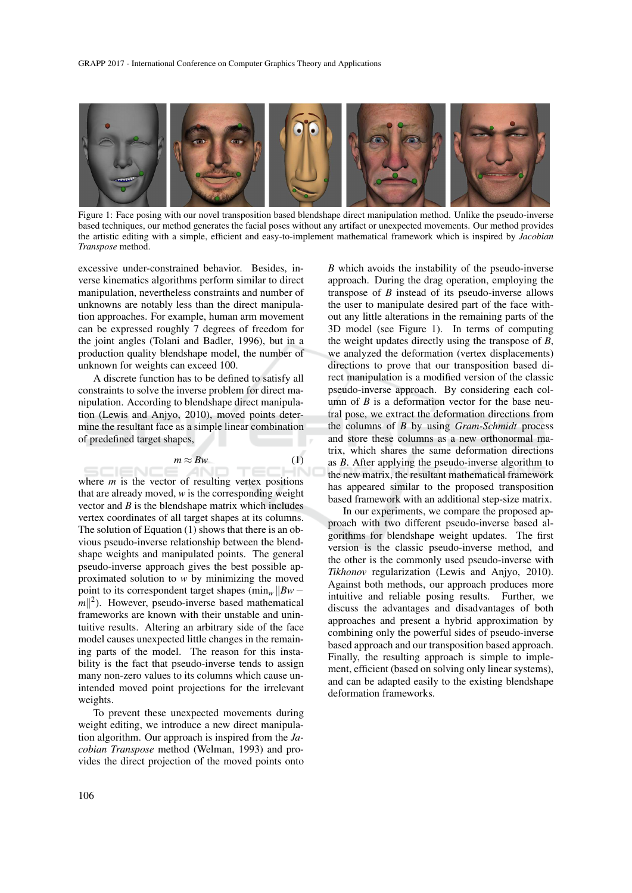Figure 1: Face posing with our novel transposition based blendshape direct manipulation method. Unlike the pseudo-inverse based techniques, our method generates the facial poses without any artifact or unexpected movements. Our method provides the artistic editing with a simple, efficient and easy-to-implement mathematical framework which is inspired by *Jacobian Transpose* method.

excessive under-constrained behavior. Besides, inverse kinematics algorithms perform similar to direct manipulation, nevertheless constraints and number of unknowns are notably less than the direct manipulation approaches. For example, human arm movement can be expressed roughly 7 degrees of freedom for the joint angles (Tolani and Badler, 1996), but in a production quality blendshape model, the number of unknown for weights can exceed 100.

A discrete function has to be defined to satisfy all constraints to solve the inverse problem for direct manipulation. According to blendshape direct manipulation (Lewis and Anjyo, 2010), moved points determine the resultant face as a simple linear combination of predefined target shapes,

$$m \approx Bw \tag{1}$$

where $m$ is the vector of resulting vertex positions that are already moved, $w$ is the corresponding weight vector and $B$ is the blendshape matrix which includes vertex coordinates of all target shapes at its columns. The solution of Equation (1) shows that there is an obvious pseudo-inverse relationship between the blendshape weights and manipulated points. The general pseudo-inverse approach gives the best possible approximated solution to $w$ by minimizing the moved point to its correspondent target shapes ($\min_w \|Bw - m\|^2$). However, pseudo-inverse based mathematical frameworks are known with their unstable and unintuitive results. Altering an arbitrary side of the face model causes unexpected little changes in the remaining parts of the model. The reason for this instability is the fact that pseudo-inverse tends to assign many non-zero values to its columns which cause unintended moved point projections for the irrelevant weights.

To prevent these unexpected movements during weight editing, we introduce a new direct manipulation algorithm. Our approach is inspired from the *Jacobian Transpose* method (Welman, 1993) and provides the direct projection of the moved points onto $B$ which avoids the instability of the pseudo-inverse approach. During the drag operation, employing the transpose of $B$ instead of its pseudo-inverse allows the user to manipulate desired part of the face without any little alterations in the remaining parts of the 3D model (see Figure 1). In terms of computing the weight updates directly using the transpose of $B$, we analyzed the deformation (vertex displacements) directions to prove that our transposition based direct manipulation is a modified version of the classic pseudo-inverse approach. By considering each column of $B$ is a deformation vector for the base neutral pose, we extract the deformation directions from the columns of $B$ by using *Gram-Schmidt* process and store these columns as a new orthonormal matrix, which shares the same deformation directions as $B$. After applying the pseudo-inverse algorithm to the new matrix, the resultant mathematical framework has appeared similar to the proposed transposition based framework with an additional step-size matrix.

In our experiments, we compare the proposed approach with two different pseudo-inverse based algorithms for blendshape weight updates. The first version is the classic pseudo-inverse method, and the other is the commonly used pseudo-inverse with *Tikhonov* regularization (Lewis and Anjyo, 2010). Against both methods, our approach produces more intuitive and reliable posing results. Further, we discuss the advantages and disadvantages of both approaches and present a hybrid approximation by combining only the powerful sides of pseudo-inverse based approach and our transposition based approach. Finally, the resulting approach is simple to implement, efficient (based on solving only linear systems), and can be adapted easily to the existing blendshape deformation frameworks.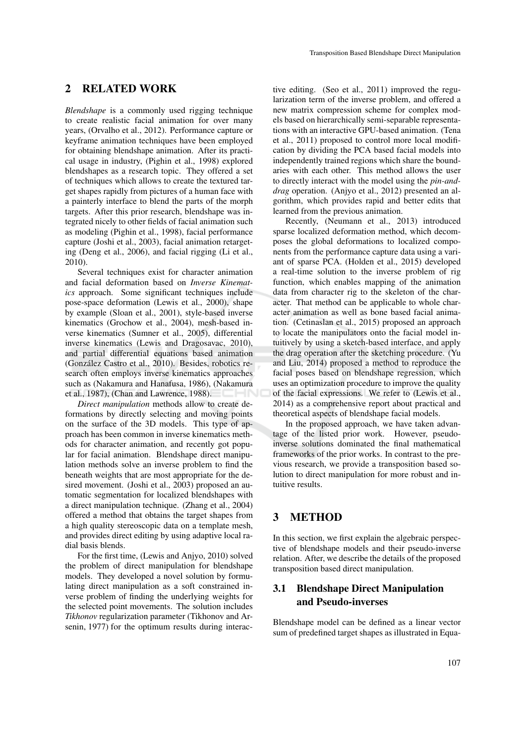## 2 RELATED WORK

*Blendshape* is a commonly used rigging technique to create realistic facial animation for over many years, (Orvalho et al., 2012). Performance capture or keyframe animation techniques have been employed for obtaining blendshape animation. After its practical usage in industry, (Pighin et al., 1998) explored blendshapes as a research topic. They offered a set of techniques which allows to create the textured target shapes rapidly from pictures of a human face with a painterly interface to blend the parts of the morph targets. After this prior research, blendshape was integrated nicely to other fields of facial animation such as modeling (Pighin et al., 1998), facial performance capture (Joshi et al., 2003), facial animation retargeting (Deng et al., 2006), and facial rigging (Li et al., 2010).

Several techniques exist for character animation and facial deformation based on *Inverse Kinematics* approach. Some significant techniques include pose-space deformation (Lewis et al., 2000), shape by example (Sloan et al., 2001), style-based inverse kinematics (Grochow et al., 2004), mesh-based inverse kinematics (Sumner et al., 2005), differential inverse kinematics (Lewis and Dragosavac, 2010), and partial differential equations based animation (González Castro et al., 2010). Besides, robotics research often employs inverse kinematics approaches such as (Nakamura and Hanafusa, 1986), (Nakamura et al., 1987), (Chan and Lawrence, 1988).

*Direct manipulation* methods allow to create deformations by directly selecting and moving points on the surface of the 3D models. This type of approach has been common in inverse kinematics methods for character animation, and recently got popular for facial animation. Blendshape direct manipulation methods solve an inverse problem to find the beneath weights that are most appropriate for the desired movement. (Joshi et al., 2003) proposed an automatic segmentation for localized blendshapes with a direct manipulation technique. (Zhang et al., 2004) offered a method that obtains the target shapes from a high quality stereoscopic data on a template mesh, and provides direct editing by using adaptive local radial basis blends.

For the first time, (Lewis and Anjyo, 2010) solved the problem of direct manipulation for blendshape models. They developed a novel solution by formulating direct manipulation as a soft constrained inverse problem of finding the underlying weights for the selected point movements. The solution includes *Tikhonov* regularization parameter (Tikhonov and Arsenin, 1977) for the optimum results during interactive editing. (Seo et al., 2011) improved the regularization term of the inverse problem, and offered a new matrix compression scheme for complex models based on hierarchically semi-separable representations with an interactive GPU-based animation. (Tena et al., 2011) proposed to control more local modification by dividing the PCA based facial models into independently trained regions which share the boundaries with each other. This method allows the user to directly interact with the model using the *pin-and-drag* operation. (Anjyo et al., 2012) presented an algorithm, which provides rapid and better edits that learned from the previous animation.

Recently, (Neumann et al., 2013) introduced sparse localized deformation method, which decomposes the global deformations to localized components from the performance capture data using a variant of sparse PCA. (Holden et al., 2015) developed a real-time solution to the inverse problem of rig function, which enables mapping of the animation data from character rig to the skeleton of the character. That method can be applicable to whole character animation as well as bone based facial animation. (Cetinaslan et al., 2015) proposed an approach to locate the manipulators onto the facial model intuitively by using a sketch-based interface, and apply the drag operation after the sketching procedure. (Yu and Liu, 2014) proposed a method to reproduce the facial poses based on blendshape regression, which uses an optimization procedure to improve the quality of the facial expressions. We refer to (Lewis et al., 2014) as a comprehensive report about practical and theoretical aspects of blendshape facial models.

In the proposed approach, we have taken advantage of the listed prior work. However, pseudo-inverse solutions dominated the final mathematical frameworks of the prior works. In contrast to the previous research, we provide a transposition based solution to direct manipulation for more robust and intuitive results.

## 3 METHOD

In this section, we first explain the algebraic perspective of blendshape models and their pseudo-inverse relation. After, we describe the details of the proposed transposition based direct manipulation.

### 3.1 Blendshape Direct Manipulation and Pseudo-inverses

Blendshape model can be defined as a linear vector sum of predefined target shapes as illustrated in Equa-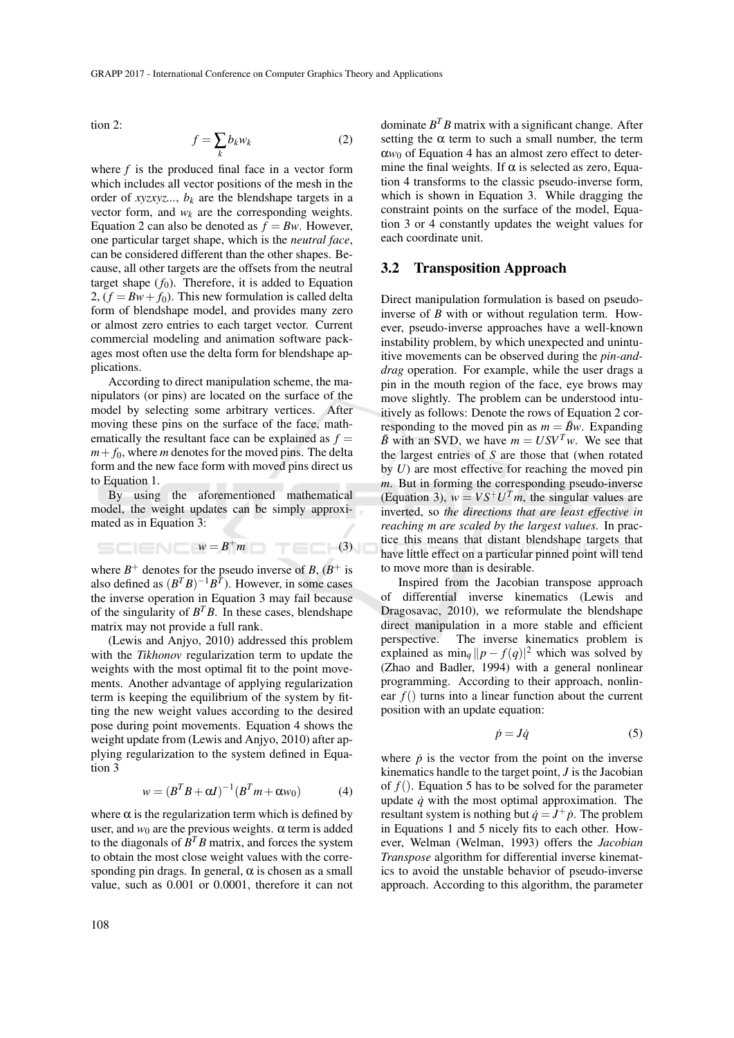tion 2:

$$f = \sum_k b_k w_k \tag{2}$$

where $f$ is the produced final face in a vector form which includes all vector positions of the mesh in the order of *xyzxyz...*, $b_k$ are the blendshape targets in a vector form, and $w_k$ are the corresponding weights. Equation 2 can also be denoted as $f = Bw$. However, one particular target shape, which is the *neutral face*, can be considered different than the other shapes. Because, all other targets are the offsets from the neutral target shape ($f_0$). Therefore, it is added to Equation 2, ($f = Bw + f_0$). This new formulation is called delta form of blendshape model, and provides many zero or almost zero entries to each target vector. Current commercial modeling and animation software packages most often use the delta form for blendshape applications.

According to direct manipulation scheme, the manipulators (or pins) are located on the surface of the model by selecting some arbitrary vertices. After moving these pins on the surface of the face, mathematically the resultant face can be explained as $f = m + f_0$, where $m$ denotes for the moved pins. The delta form and the new face form with moved pins direct us to Equation 1.

By using the aforementioned mathematical model, the weight updates can be simply approximated as in Equation 3:

$$w = B^+ m \tag{3}$$

where $B^+$ denotes for the pseudo inverse of $B$, ($B^+$ is also defined as $(B^T B)^{-1} B^T$). However, in some cases the inverse operation in Equation 3 may fail because of the singularity of $B^T B$. In these cases, blendshape matrix may not provide a full rank.

(Lewis and Anjyo, 2010) addressed this problem with the *Tikhonov* regularization term to update the weights with the most optimal fit to the point movements. Another advantage of applying regularization term is keeping the equilibrium of the system by fitting the new weight values according to the desired pose during point movements. Equation 4 shows the weight update from (Lewis and Anjyo, 2010) after applying regularization to the system defined in Equation 3

$$w = (B^T B + \alpha I)^{-1} (B^T m + \alpha w_0) \tag{4}$$

where $\alpha$ is the regularization term which is defined by user, and $w_0$ are the previous weights. $\alpha$ term is added to the diagonals of $B^T B$ matrix, and forces the system to obtain the most close weight values with the corresponding pin drags. In general, $\alpha$ is chosen as a small value, such as 0.001 or 0.0001, therefore it can not dominate $B^T B$ matrix with a significant change. After setting the $\alpha$ term to such a small number, the term $\alpha w_0$ of Equation 4 has an almost zero effect to determine the final weights. If $\alpha$ is selected as zero, Equation 4 transforms to the classic pseudo-inverse form, which is shown in Equation 3. While dragging the constraint points on the surface of the model, Equation 3 or 4 constantly updates the weight values for each coordinate unit.

## 3.2 Transposition Approach

Direct manipulation formulation is based on pseudo-inverse of $B$ with or without regulation term. However, pseudo-inverse approaches have a well-known instability problem, by which unexpected and unintuitive movements can be observed during the *pin-and-drag* operation. For example, while the user drags a pin in the mouth region of the face, eye brows may move slightly. The problem can be understood intuitively as follows: Denote the rows of Equation 2 corresponding to the moved pin as $m = \bar{B}w$. Expanding $\bar{B}$ with an SVD, we have $m = USV^T w$. We see that the largest entries of $S$ are those that (when rotated by $U$) are most effective for reaching the moved pin $m$. But in forming the corresponding pseudo-inverse (Equation 3), $w = VS^+U^T m$, the singular values are inverted, so *the directions that are least effective in reaching m are scaled by the largest values.* In practice this means that distant blendshape targets that have little effect on a particular pinned point will tend to move more than is desirable.

Inspired from the Jacobian transpose approach of differential inverse kinematics (Lewis and Dragosavac, 2010), we reformulate the blendshape direct manipulation in a more stable and efficient perspective. The inverse kinematics problem is explained as $\min_q \|p - f(q)|^2$ which was solved by (Zhao and Badler, 1994) with a general nonlinear programming. According to their approach, nonlinear $f()$ turns into a linear function about the current position with an update equation:

$$\dot{p} = J\dot{q} \tag{5}$$

where $\dot{p}$ is the vector from the point on the inverse kinematics handle to the target point, $J$ is the Jacobian of $f()$. Equation 5 has to be solved for the parameter update $\dot{q}$ with the most optimal approximation. The resultant system is nothing but $\dot{q} = J^+ \dot{p}$. The problem in Equations 1 and 5 nicely fits to each other. However, Welman (Welman, 1993) offers the *Jacobian Transpose* algorithm for differential inverse kinematics to avoid the unstable behavior of pseudo-inverse approach. According to this algorithm, the parameter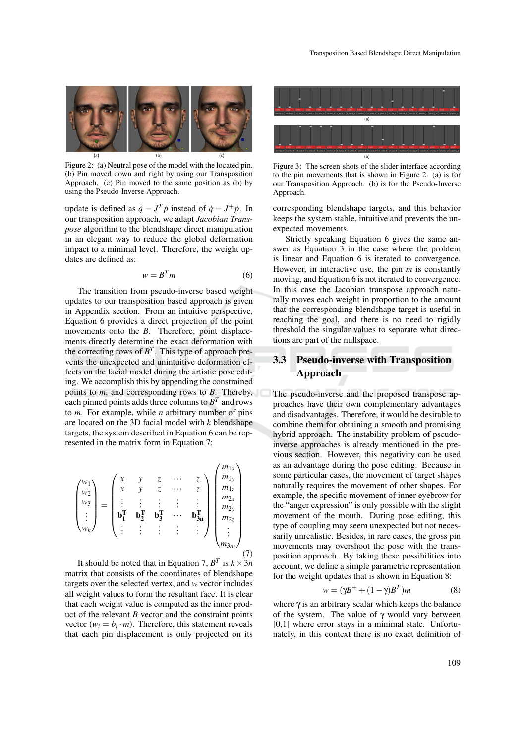Figure 2: (a) Neutral pose of the model with the located pin. (b) Pin moved down and right by using our Transposition Approach. (c) Pin moved to the same position as (b) by using the Pseudo-Inverse Approach.

update is defined as $\dot{q} = J^T \dot{p}$ instead of $\dot{q} = J^+ \dot{p}$. In our transposition approach, we adapt *Jacobian Transpose* algorithm to the blendshape direct manipulation in an elegant way to reduce the global deformation impact to a minimal level. Therefore, the weight updates are defined as:

$$w = B^T m \tag{6}$$

The transition from pseudo-inverse based weight updates to our transposition based approach is given in Appendix section. From an intuitive perspective, Equation 6 provides a direct projection of the point movements onto the $B$. Therefore, point displacements directly determine the exact deformation with the correcting rows of $B^T$. This type of approach prevents the unexpected and unintuitive deformation effects on the facial model during the artistic pose editing. We accomplish this by appending the constrained points to $m$, and corresponding rows to $B$. Thereby, each pinned points adds three columns to $B^T$ and rows to $m$. For example, while $n$ arbitrary number of pins are located on the 3D facial model with $k$ blendshape targets, the system described in Equation 6 can be represented in the matrix form in Equation 7:

$$\begin{pmatrix} w_1 \\ w_2 \\ w_3 \\ \vdots \\ w_k \end{pmatrix} = \begin{pmatrix} x & y & z & \cdots & z \\ x & y & z & \cdots & z \\ \vdots & \vdots & \vdots & \vdots & \vdots \\ \mathbf{b_1^T} & \mathbf{b_2^T} & \mathbf{b_3^T} & \cdots & \mathbf{b_{3n}^T} \\ \vdots & \vdots & \vdots & \vdots & \vdots \end{pmatrix} \begin{pmatrix} m_{1x} \\ m_{1y} \\ m_{1z} \\ m_{2x} \\ m_{2y} \\ m_{2z} \\ \vdots \\ m_{3nz} \end{pmatrix} \tag{7}$$

It should be noted that in Equation 7, $B^T$ is $k \times 3n$ matrix that consists of the coordinates of blendshape targets over the selected vertex, and $w$ vector includes all weight values to form the resultant face. It is clear that each weight value is computed as the inner product of the relevant $B$ vector and the constraint points vector ($w_i = b_i \cdot m$). Therefore, this statement reveals that each pin displacement is only projected on its corresponding blendshape targets, and this behavior keeps the system stable, intuitive and prevents the unexpected movements.

Figure 3: The screen-shots of the slider interface according to the pin movements that is shown in Figure 2. (a) is for our Transposition Approach. (b) is for the Pseudo-Inverse Approach.

Strictly speaking Equation 6 gives the same answer as Equation 3 in the case where the problem is linear and Equation 6 is iterated to convergence. However, in interactive use, the pin $m$ is constantly moving, and Equation 6 is not iterated to convergence. In this case the Jacobian transpose approach naturally moves each weight in proportion to the amount that the corresponding blendshape target is useful in reaching the goal, and there is no need to rigidly threshold the singular values to separate what directions are part of the nullspace.

### 3.3 Pseudo-inverse with Transposition Approach

The pseudo-inverse and the proposed transpose approaches have their own complementary advantages and disadvantages. Therefore, it would be desirable to combine them for obtaining a smooth and promising hybrid approach. The instability problem of pseudo-inverse approaches is already mentioned in the previous section. However, this negativity can be used as an advantage during the pose editing. Because in some particular cases, the movement of target shapes naturally requires the movement of other shapes. For example, the specific movement of inner eyebrow for the "anger expression" is only possible with the slight movement of the mouth. During pose editing, this type of coupling may seem unexpected but not necessarily unrealistic. Besides, in rare cases, the gross pin movements may overshoot the pose with the transposition approach. By taking these possibilities into account, we define a simple parametric representation for the weight updates that is shown in Equation 8:

$$w = (\gamma B^+ + (1-\gamma) B^T) m \tag{8}$$

where $\gamma$ is an arbitrary scalar which keeps the balance of the system. The value of $\gamma$ would vary between [0,1] where error stays in a minimal state. Unfortunately, in this context there is no exact definition of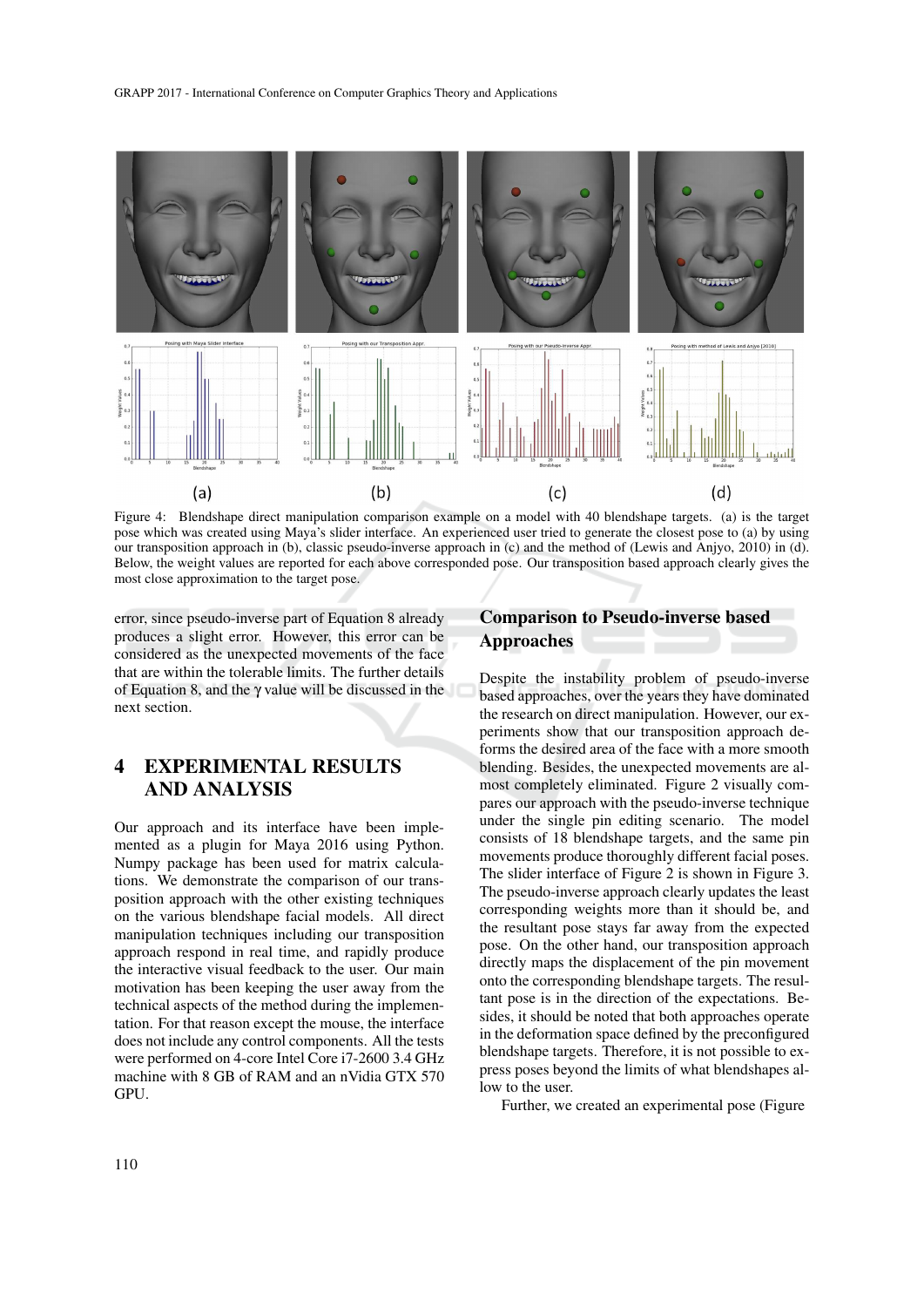Figure 4: Blendshape direct manipulation comparison example on a model with 40 blendshape targets. (a) is the target pose which was created using Maya's slider interface. An experienced user tried to generate the closest pose to (a) by using our transposition approach in (b), classic pseudo-inverse approach in (c) and the method of (Lewis and Anjyo, 2010) in (d). Below, the weight values are reported for each above corresponded pose. Our transposition based approach clearly gives the most close approximation to the target pose.

error, since pseudo-inverse part of Equation 8 already produces a slight error. However, this error can be considered as the unexpected movements of the face that are within the tolerable limits. The further details of Equation 8, and the $\gamma$ value will be discussed in the next section.

## 4 EXPERIMENTAL RESULTS AND ANALYSIS

Our approach and its interface have been implemented as a plugin for Maya 2016 using Python. Numpy package has been used for matrix calculations. We demonstrate the comparison of our transposition approach with the other existing techniques on the various blendshape facial models. All direct manipulation techniques including our transposition approach respond in real time, and rapidly produce the interactive visual feedback to the user. Our main motivation has been keeping the user away from the technical aspects of the method during the implementation. For that reason except the mouse, the interface does not include any control components. All the tests were performed on 4-core Intel Core i7-2600 3.4 GHz machine with 8 GB of RAM and an nVidia GTX 570 GPU.

### Comparison to Pseudo-inverse based Approaches

Despite the instability problem of pseudo-inverse based approaches, over the years they have dominated the research on direct manipulation. However, our experiments show that our transposition approach deforms the desired area of the face with a more smooth blending. Besides, the unexpected movements are almost completely eliminated. Figure 2 visually compares our approach with the pseudo-inverse technique under the single pin editing scenario. The model consists of 18 blendshape targets, and the same pin movements produce thoroughly different facial poses. The slider interface of Figure 2 is shown in Figure 3. The pseudo-inverse approach clearly updates the least corresponding weights more than it should be, and the resultant pose stays far away from the expected pose. On the other hand, our transposition approach directly maps the displacement of the pin movement onto the corresponding blendshape targets. The resultant pose is in the direction of the expectations. Besides, it should be noted that both approaches operate in the deformation space defined by the preconfigured blendshape targets. Therefore, it is not possible to express poses beyond the limits of what blendshapes allow to the user.

Further, we created an experimental pose (Figure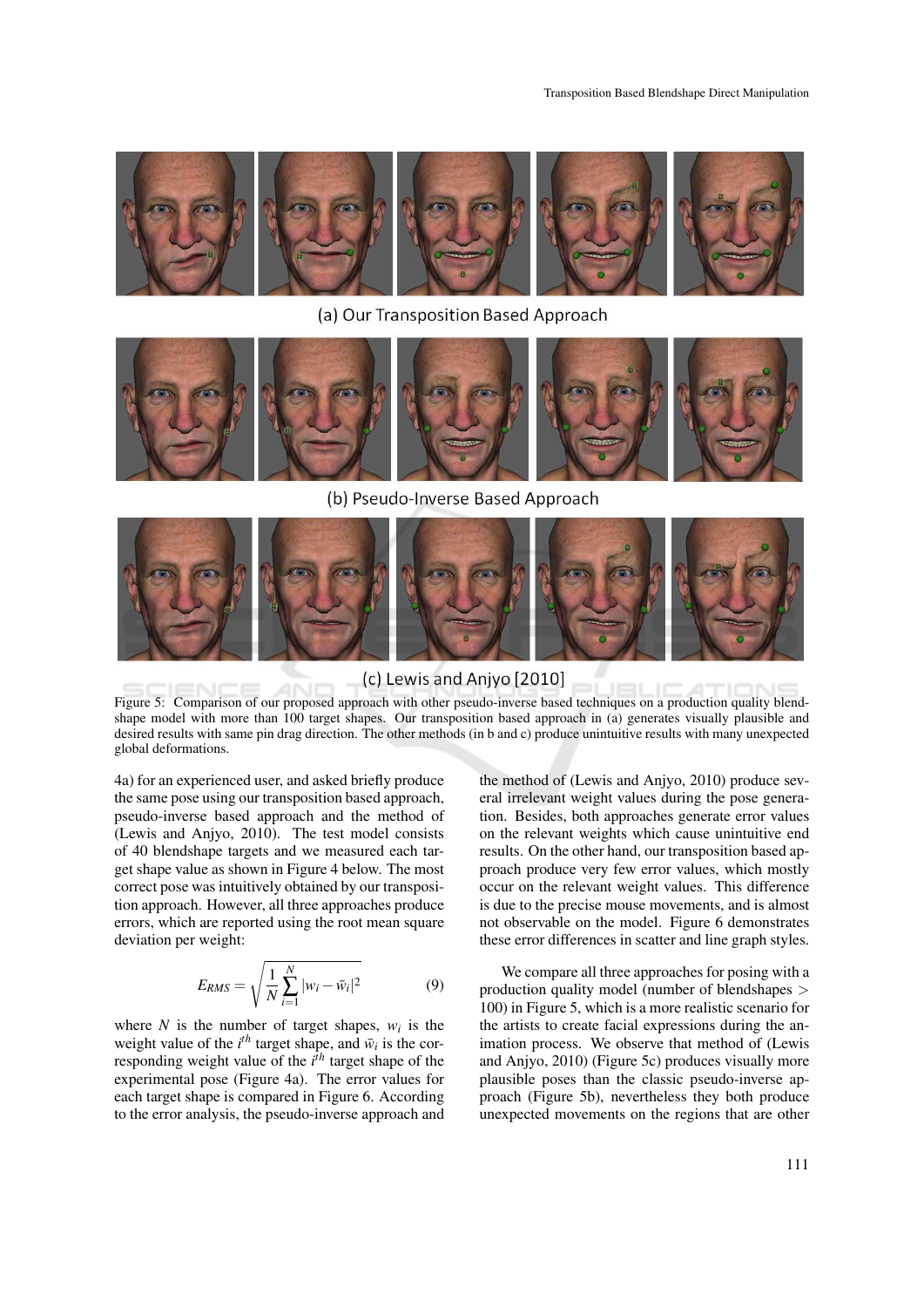(a) Our Transposition Based Approach

(b) Pseudo-Inverse Based Approach

(c) Lewis and Anjyo [2010]

Figure 5: Comparison of our proposed approach with other pseudo-inverse based techniques on a production quality blendshape model with more than 100 target shapes. Our transposition based approach in (a) generates visually plausible and desired results with same pin drag direction. The other methods (in b and c) produce unintuitive results with many unexpected global deformations.

4a) for an experienced user, and asked briefly produce the same pose using our transposition based approach, pseudo-inverse based approach and the method of (Lewis and Anjyo, 2010). The test model consists of 40 blendshape targets and we measured each target shape value as shown in Figure 4 below. The most correct pose was intuitively obtained by our transposition approach. However, all three approaches produce errors, which are reported using the root mean square deviation per weight:

$$E_{RMS} = \sqrt{\frac{1}{N}\sum_{i=1}^{N}|w_i - \bar{w}_i|^2} \tag{9}$$

where $N$ is the number of target shapes, $w_i$ is the weight value of the $i^{th}$ target shape, and $\bar{w}_i$ is the corresponding weight value of the $i^{th}$ target shape of the experimental pose (Figure 4a). The error values for each target shape is compared in Figure 6. According to the error analysis, the pseudo-inverse approach and the method of (Lewis and Anjyo, 2010) produce several irrelevant weight values during the pose generation. Besides, both approaches generate error values on the relevant weights which cause unintuitive end results. On the other hand, our transposition based approach produce very few error values, which mostly occur on the relevant weight values. This difference is due to the precise mouse movements, and is almost not observable on the model. Figure 6 demonstrates these error differences in scatter and line graph styles.

We compare all three approaches for posing with a production quality model (number of blendshapes > 100) in Figure 5, which is a more realistic scenario for the artists to create facial expressions during the animation process. We observe that method of (Lewis and Anjyo, 2010) (Figure 5c) produces visually more plausible poses than the classic pseudo-inverse approach (Figure 5b), nevertheless they both produce unexpected movements on the regions that are other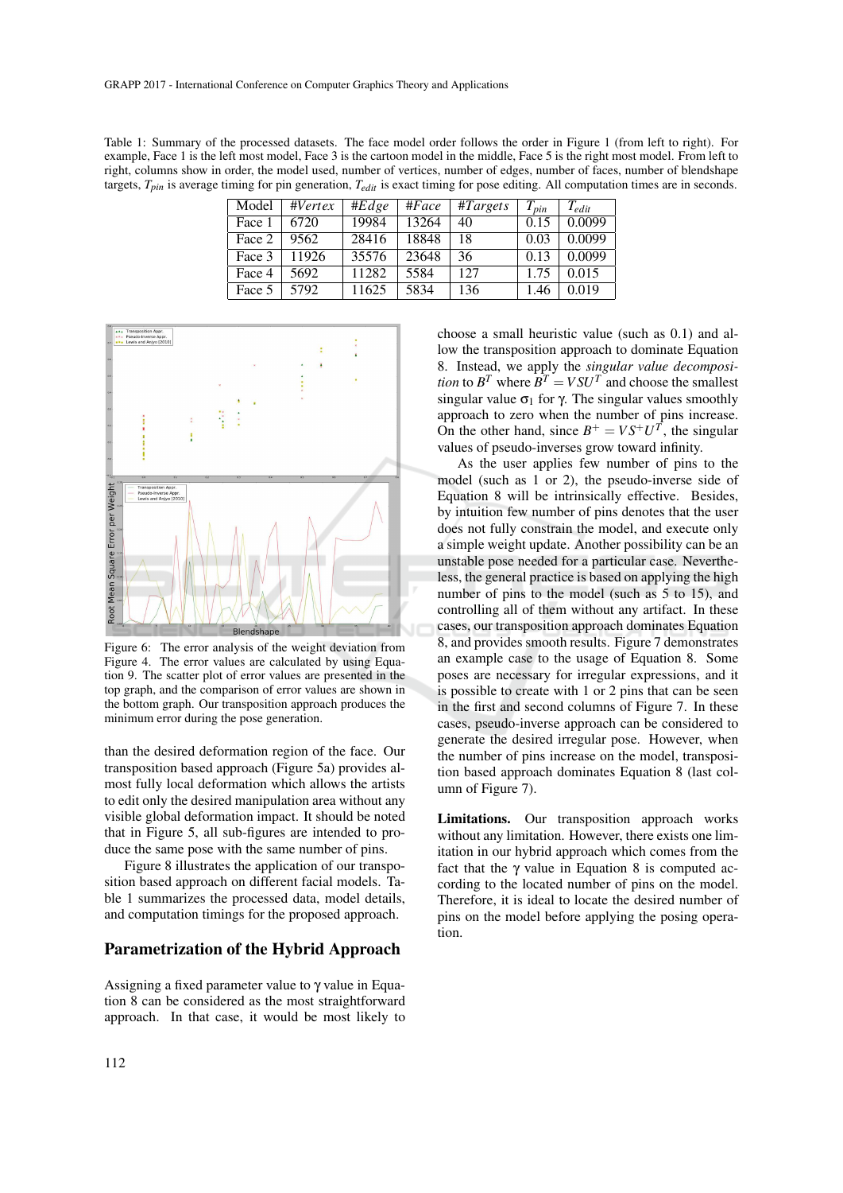Table 1: Summary of the processed datasets. The face model order follows the order in Figure 1 (from left to right). For example, Face 1 is the left most model, Face 3 is the cartoon model in the middle, Face 5 is the right most model. From left to right, columns show in order, the model used, number of vertices, number of edges, number of faces, number of blendshape targets, $T_{pin}$ is average timing for pin generation, $T_{edit}$ is exact timing for pose editing. All computation times are in seconds.

| Model | *#Vertex* | *#Edge* | *#Face* | *#Targets* | $T_{pin}$ | $T_{edit}$ |
|---|---|---|---|---|---|---|
| Face 1 | 6720 | 19984 | 13264 | 40 | 0.15 | 0.0099 |
| Face 2 | 9562 | 28416 | 18848 | 18 | 0.03 | 0.0099 |
| Face 3 | 11926 | 35576 | 23648 | 36 | 0.13 | 0.0099 |
| Face 4 | 5692 | 11282 | 5584 | 127 | 1.75 | 0.015 |
| Face 5 | 5792 | 11625 | 5834 | 136 | 1.46 | 0.019 |

Figure 6: The error analysis of the weight deviation from Figure 4. The error values are calculated by using Equation 9. The scatter plot of error values are presented in the top graph, and the comparison of error values are shown in the bottom graph. Our transposition approach produces the minimum error during the pose generation.

than the desired deformation region of the face. Our transposition based approach (Figure 5a) provides almost fully local deformation which allows the artists to edit only the desired manipulation area without any visible global deformation impact. It should be noted that in Figure 5, all sub-figures are intended to produce the same pose with the same number of pins.

Figure 8 illustrates the application of our transposition based approach on different facial models. Table 1 summarizes the processed data, model details, and computation timings for the proposed approach.

## Parametrization of the Hybrid Approach

Assigning a fixed parameter value to $\gamma$ value in Equation 8 can be considered as the most straightforward approach. In that case, it would be most likely to choose a small heuristic value (such as 0.1) and allow the transposition approach to dominate Equation 8. Instead, we apply the *singular value decomposition* to $B^T$ where $B^T = VSU^T$ and choose the smallest singular value $\sigma_1$ for $\gamma$. The singular values smoothly approach to zero when the number of pins increase. On the other hand, since $B^+ = VS^+U^T$, the singular values of pseudo-inverses grow toward infinity.

As the user applies few number of pins to the model (such as 1 or 2), the pseudo-inverse side of Equation 8 will be intrinsically effective. Besides, by intuition few number of pins denotes that the user does not fully constrain the model, and execute only a simple weight update. Another possibility can be an unstable pose needed for a particular case. Nevertheless, the general practice is based on applying the high number of pins to the model (such as 5 to 15), and controlling all of them without any artifact. In these cases, our transposition approach dominates Equation 8, and provides smooth results. Figure 7 demonstrates an example case to the usage of Equation 8. Some poses are necessary for irregular expressions, and it is possible to create with 1 or 2 pins that can be seen in the first and second columns of Figure 7. In these cases, pseudo-inverse approach can be considered to generate the desired irregular pose. However, when the number of pins increase on the model, transposition based approach dominates Equation 8 (last column of Figure 7).

**Limitations.** Our transposition approach works without any limitation. However, there exists one limitation in our hybrid approach which comes from the fact that the $\gamma$ value in Equation 8 is computed according to the located number of pins on the model. Therefore, it is ideal to locate the desired number of pins on the model before applying the posing operation.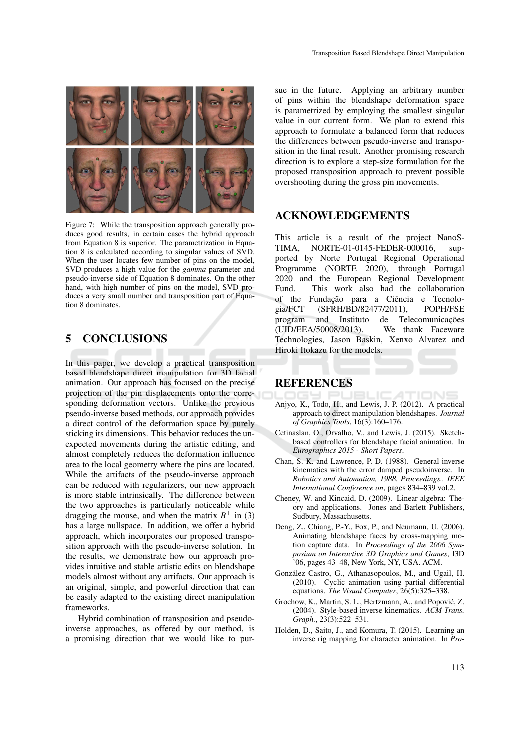Figure 7: While the transposition approach generally produces good results, in certain cases the hybrid approach from Equation 8 is superior. The parametrization in Equation 8 is calculated according to singular values of SVD. When the user locates few number of pins on the model, SVD produces a high value for the *gamma* parameter and pseudo-inverse side of Equation 8 dominates. On the other hand, with high number of pins on the model, SVD produces a very small number and transposition part of Equation 8 dominates.

## 5 CONCLUSIONS

In this paper, we develop a practical transposition based blendshape direct manipulation for 3D facial animation. Our approach has focused on the precise projection of the pin displacements onto the corresponding deformation vectors. Unlike the previous pseudo-inverse based methods, our approach provides a direct control of the deformation space by purely sticking its dimensions. This behavior reduces the unexpected movements during the artistic editing, and almost completely reduces the deformation influence area to the local geometry where the pins are located. While the artifacts of the pseudo-inverse approach can be reduced with regularizers, our new approach is more stable intrinsically. The difference between the two approaches is particularly noticeable while dragging the mouse, and when the matrix $B^+$ in (3) has a large nullspace. In addition, we offer a hybrid approach, which incorporates our proposed transposition approach with the pseudo-inverse solution. In the results, we demonstrate how our approach provides intuitive and stable artistic edits on blendshape models almost without any artifacts. Our approach is an original, simple, and powerful direction that can be easily adapted to the existing direct manipulation frameworks.

Hybrid combination of transposition and pseudo-inverse approaches, as offered by our method, is a promising direction that we would like to pursue in the future. Applying an arbitrary number of pins within the blendshape deformation space is parametrized by employing the smallest singular value in our current form. We plan to extend this approach to formulate a balanced form that reduces the differences between pseudo-inverse and transposition in the final result. Another promising research direction is to explore a step-size formulation for the proposed transposition approach to prevent possible overshooting during the gross pin movements.

## ACKNOWLEDGEMENTS

This article is a result of the project NanoSTIMA, NORTE-01-0145-FEDER-000016, supported by Norte Portugal Regional Operational Programme (NORTE 2020), through Portugal 2020 and the European Regional Development Fund. This work also had the collaboration of the Fundação para a Ciência e Tecnologia/FCT (SFRH/BD/82477/2011), POPH/FSE program and Instituto de Telecomunicações (UID/EEA/50008/2013). We thank Faceware Technologies, Jason Baskin, Xenxo Alvarez and Hiroki Itokazu for the models.

## REFERENCES

Anjyo, K., Todo, H., and Lewis, J. P. (2012). A practical approach to direct manipulation blendshapes. *Journal of Graphics Tools*, 16(3):160–176.

Cetinaslan, O., Orvalho, V., and Lewis, J. (2015). Sketch-based controllers for blendshape facial animation. In *Eurographics 2015 - Short Papers*.

Chan, S. K. and Lawrence, P. D. (1988). General inverse kinematics with the error damped pseudoinverse. In *Robotics and Automation, 1988. Proceedings., IEEE International Conference on*, pages 834–839 vol.2.

Cheney, W. and Kincaid, D. (2009). Linear algebra: Theory and applications. Jones and Barlett Publishers, Sudbury, Massachusetts.

Deng, Z., Chiang, P.-Y., Fox, P., and Neumann, U. (2006). Animating blendshape faces by cross-mapping motion capture data. In *Proceedings of the 2006 Symposium on Interactive 3D Graphics and Games*, I3D '06, pages 43–48, New York, NY, USA. ACM.

González Castro, G., Athanasopoulos, M., and Ugail, H. (2010). Cyclic animation using partial differential equations. *The Visual Computer*, 26(5):325–338.

Grochow, K., Martin, S. L., Hertzmann, A., and Popović, Z. (2004). Style-based inverse kinematics. *ACM Trans. Graph.*, 23(3):522–531.

Holden, D., Saito, J., and Komura, T. (2015). Learning an inverse rig mapping for character animation. In *Pro-*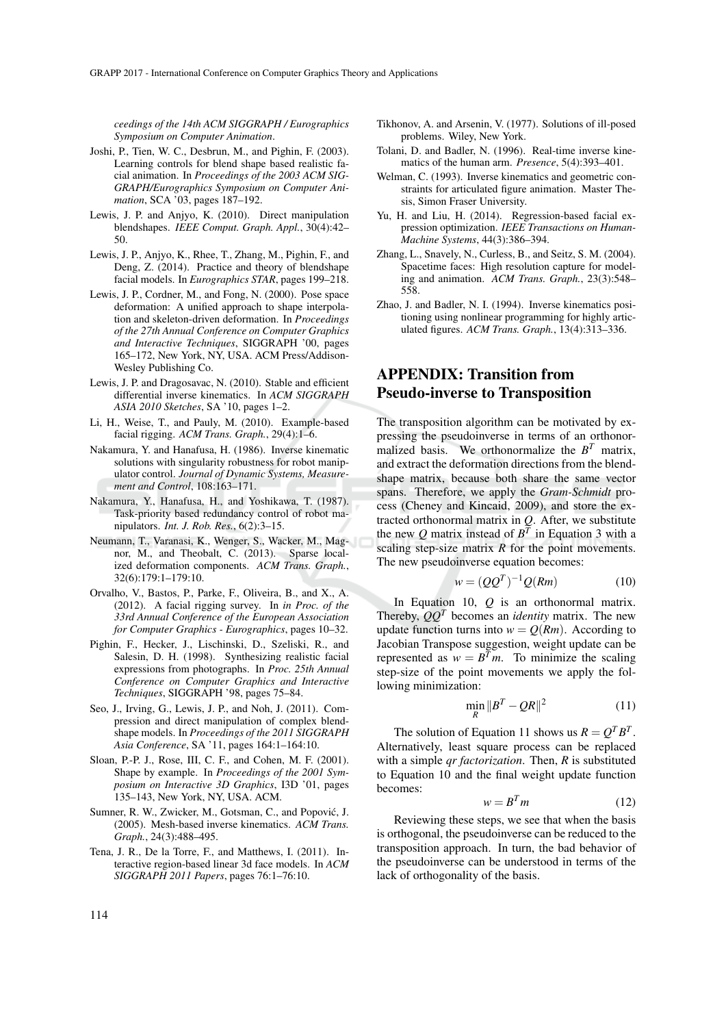ceedings of the 14th ACM SIGGRAPH / Eurographics Symposium on Computer Animation*.

Joshi, P., Tien, W. C., Desbrun, M., and Pighin, F. (2003). Learning controls for blend shape based realistic facial animation. In *Proceedings of the 2003 ACM SIGGRAPH/Eurographics Symposium on Computer Animation*, SCA '03, pages 187–192.

Lewis, J. P. and Anjyo, K. (2010). Direct manipulation blendshapes. *IEEE Comput. Graph. Appl.*, 30(4):42–50.

Lewis, J. P., Anjyo, K., Rhee, T., Zhang, M., Pighin, F., and Deng, Z. (2014). Practice and theory of blendshape facial models. In *Eurographics STAR*, pages 199–218.

Lewis, J. P., Cordner, M., and Fong, N. (2000). Pose space deformation: A unified approach to shape interpolation and skeleton-driven deformation. In *Proceedings of the 27th Annual Conference on Computer Graphics and Interactive Techniques*, SIGGRAPH '00, pages 165–172, New York, NY, USA. ACM Press/Addison-Wesley Publishing Co.

Lewis, J. P. and Dragosavac, N. (2010). Stable and efficient differential inverse kinematics. In *ACM SIGGRAPH ASIA 2010 Sketches*, SA '10, pages 1–2.

Li, H., Weise, T., and Pauly, M. (2010). Example-based facial rigging. *ACM Trans. Graph.*, 29(4):1–6.

Nakamura, Y. and Hanafusa, H. (1986). Inverse kinematic solutions with singularity robustness for robot manipulator control. *Journal of Dynamic Systems, Measurement and Control*, 108:163–171.

Nakamura, Y., Hanafusa, H., and Yoshikawa, T. (1987). Task-priority based redundancy control of robot manipulators. *Int. J. Rob. Res.*, 6(2):3–15.

Neumann, T., Varanasi, K., Wenger, S., Wacker, M., Magnor, M., and Theobalt, C. (2013). Sparse localized deformation components. *ACM Trans. Graph.*, 32(6):179:1–179:10.

Orvalho, V., Bastos, P., Parke, F., Oliveira, B., and X., A. (2012). A facial rigging survey. In *in Proc. of the 33rd Annual Conference of the European Association for Computer Graphics - Eurographics*, pages 10–32.

Pighin, F., Hecker, J., Lischinski, D., Szeliski, R., and Salesin, D. H. (1998). Synthesizing realistic facial expressions from photographs. In *Proc. 25th Annual Conference on Computer Graphics and Interactive Techniques*, SIGGRAPH '98, pages 75–84.

Seo, J., Irving, G., Lewis, J. P., and Noh, J. (2011). Compression and direct manipulation of complex blendshape models. In *Proceedings of the 2011 SIGGRAPH Asia Conference*, SA '11, pages 164:1–164:10.

Sloan, P.-P. J., Rose, III, C. F., and Cohen, M. F. (2001). Shape by example. In *Proceedings of the 2001 Symposium on Interactive 3D Graphics*, I3D '01, pages 135–143, New York, NY, USA. ACM.

Sumner, R. W., Zwicker, M., Gotsman, C., and Popović, J. (2005). Mesh-based inverse kinematics. *ACM Trans. Graph.*, 24(3):488–495.

Tena, J. R., De la Torre, F., and Matthews, I. (2011). Interactive region-based linear 3d face models. In *ACM SIGGRAPH 2011 Papers*, pages 76:1–76:10.

Tikhonov, A. and Arsenin, V. (1977). Solutions of ill-posed problems. Wiley, New York.

Tolani, D. and Badler, N. (1996). Real-time inverse kinematics of the human arm. *Presence*, 5(4):393–401.

Welman, C. (1993). Inverse kinematics and geometric constraints for articulated figure animation. Master Thesis, Simon Fraser University.

Yu, H. and Liu, H. (2014). Regression-based facial expression optimization. *IEEE Transactions on Human-Machine Systems*, 44(3):386–394.

Zhang, L., Snavely, N., Curless, B., and Seitz, S. M. (2004). Spacetime faces: High resolution capture for modeling and animation. *ACM Trans. Graph.*, 23(3):548–558.

Zhao, J. and Badler, N. I. (1994). Inverse kinematics positioning using nonlinear programming for highly articulated figures. *ACM Trans. Graph.*, 13(4):313–336.

## APPENDIX: Transition from Pseudo-inverse to Transposition

The transposition algorithm can be motivated by expressing the pseudoinverse in terms of an orthonormalized basis. We orthonormalize the $B^T$ matrix, and extract the deformation directions from the blendshape matrix, because both share the same vector spans. Therefore, we apply the *Gram-Schmidt* process (Cheney and Kincaid, 2009), and store the extracted orthonormal matrix in $Q$. After, we substitute the new $Q$ matrix instead of $B^T$ in Equation 3 with a scaling step-size matrix $R$ for the point movements. The new pseudoinverse equation becomes:

$$w = (QQ^T)^{-1}Q(Rm) \tag{10}$$

In Equation 10, $Q$ is an orthonormal matrix. Thereby, $QQ^T$ becomes an *identity* matrix. The new update function turns into $w = Q(Rm)$. According to Jacobian Transpose suggestion, weight update can be represented as $w = B^T m$. To minimize the scaling step-size of the point movements we apply the following minimization:

$$\min_R \|B^T - QR\|^2 \tag{11}$$

The solution of Equation 11 shows us $R = Q^T B^T$. Alternatively, least square process can be replaced with a simple *qr factorization*. Then, $R$ is substituted to Equation 10 and the final weight update function becomes:

$$w = B^T m \tag{12}$$

Reviewing these steps, we see that when the basis is orthogonal, the pseudoinverse can be reduced to the transposition approach. In turn, the bad behavior of the pseudoinverse can be understood in terms of the lack of orthogonality of the basis.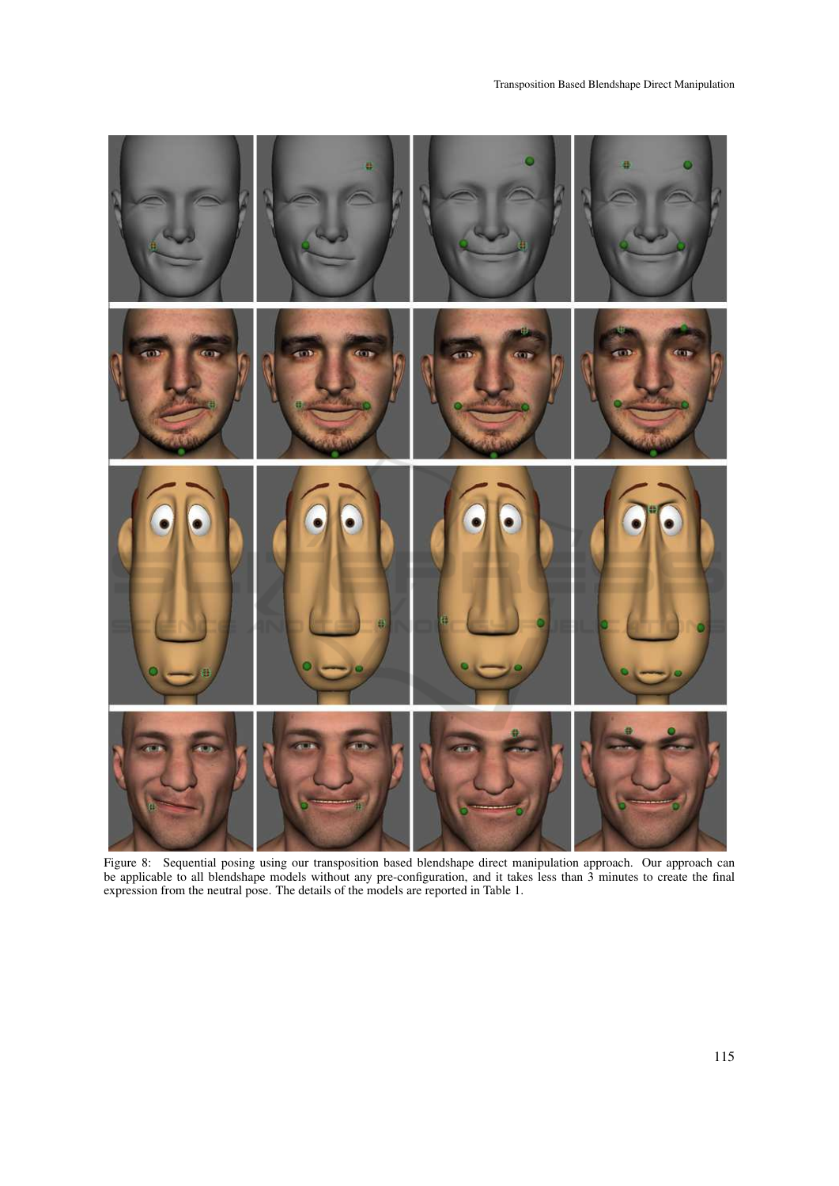Figure 8: Sequential posing using our transposition based blendshape direct manipulation approach. Our approach can be applicable to all blendshape models without any pre-configuration, and it takes less than 3 minutes to create the final expression from the neutral pose. The details of the models are reported in Table 1.